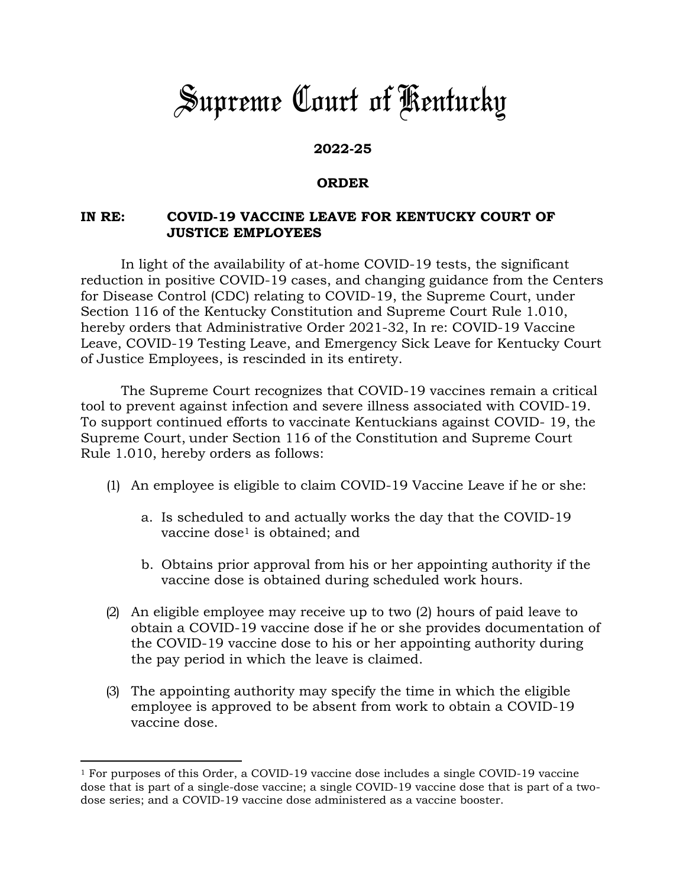# Supreme Court of Kentucky

**2022-25**

**ORDER**

**IN RE: COVID-19 VACCINE LEAVE FOR KENTUCKY COURT OF JUSTICE EMPLOYEES**

In light of the availability of at-home COVID-19 tests, the significant reduction in positive COVID-19 cases, and changing guidance from the Centers for Disease Control (CDC) relating to COVID-19, the Supreme Court, under Section 116 of the Kentucky Constitution and Supreme Court Rule 1.010, hereby orders that Administrative Order 2021-32, In re: COVID-19 Vaccine Leave, COVID-19 Testing Leave, and Emergency Sick Leave for Kentucky Court of Justice Employees, is rescinded in its entirety.

The Supreme Court recognizes that COVID-19 vaccines remain a critical tool to prevent against infection and severe illness associated with COVID-19. To support continued efforts to vaccinate Kentuckians against COVID- 19, the Supreme Court, under Section 116 of the Constitution and Supreme Court Rule 1.010, hereby orders as follows:

(1) An employee is eligible to claim COVID-19 Vaccine Leave if he or she:

   a. Is scheduled to and actually works the day that the COVID-19 vaccine dose[1] is obtained; and

   b. Obtains prior approval from his or her appointing authority if the vaccine dose is obtained during scheduled work hours.

(2) An eligible employee may receive up to two (2) hours of paid leave to obtain a COVID-19 vaccine dose if he or she provides documentation of the COVID-19 vaccine dose to his or her appointing authority during the pay period in which the leave is claimed.

(3) The appointing authority may specify the time in which the eligible employee is approved to be absent from work to obtain a COVID-19 vaccine dose.

[1] For purposes of this Order, a COVID-19 vaccine dose includes a single COVID-19 vaccine dose that is part of a single-dose vaccine; a single COVID-19 vaccine dose that is part of a two-dose series; and a COVID-19 vaccine dose administered as a vaccine booster.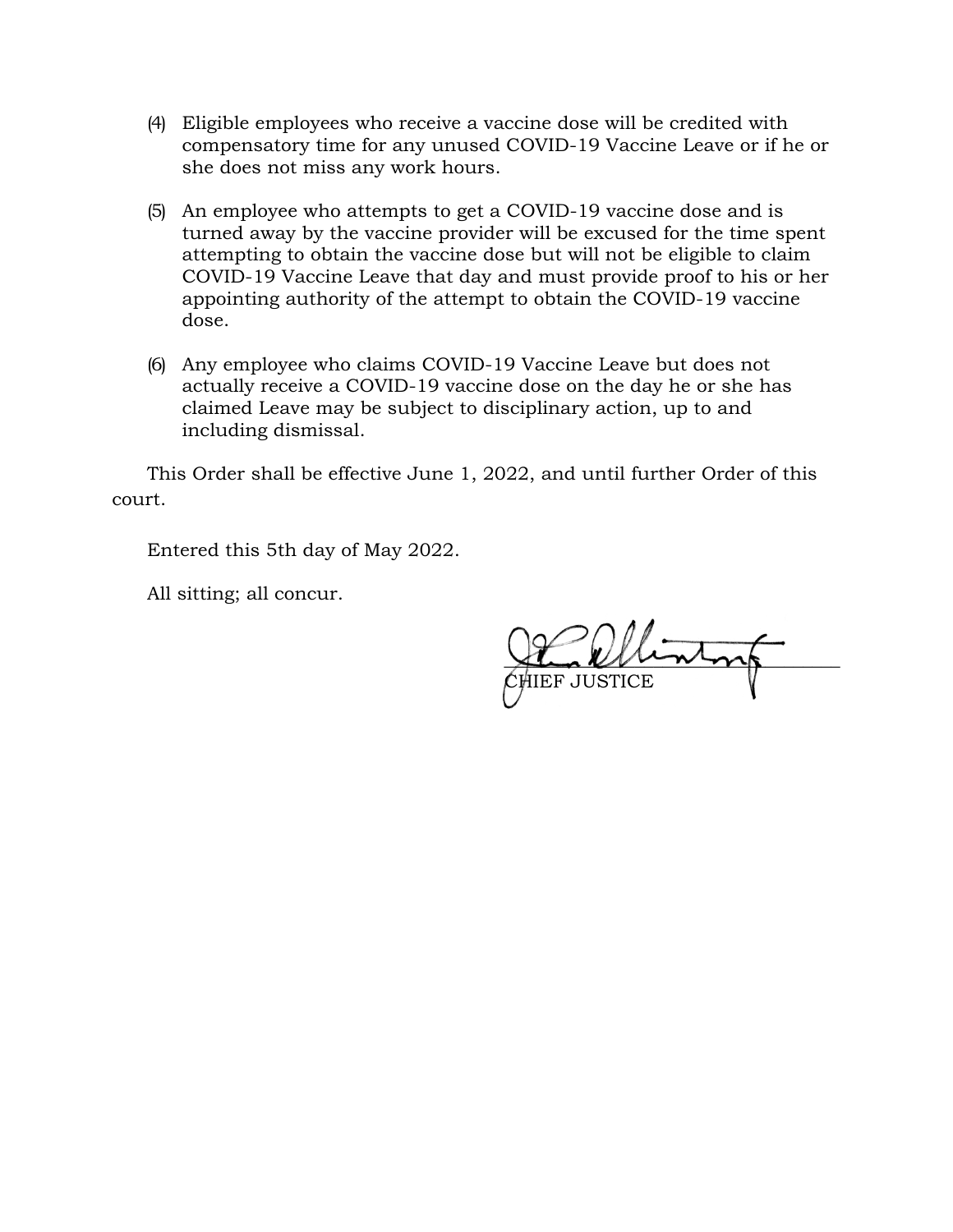(4) Eligible employees who receive a vaccine dose will be credited with compensatory time for any unused COVID-19 Vaccine Leave or if he or she does not miss any work hours.

(5) An employee who attempts to get a COVID-19 vaccine dose and is turned away by the vaccine provider will be excused for the time spent attempting to obtain the vaccine dose but will not be eligible to claim COVID-19 Vaccine Leave that day and must provide proof to his or her appointing authority of the attempt to obtain the COVID-19 vaccine dose.

(6) Any employee who claims COVID-19 Vaccine Leave but does not actually receive a COVID-19 vaccine dose on the day he or she has claimed Leave may be subject to disciplinary action, up to and including dismissal.

This Order shall be effective June 1, 2022, and until further Order of this court.

Entered this 5th day of May 2022.

All sitting; all concur.

CHIEF JUSTICE